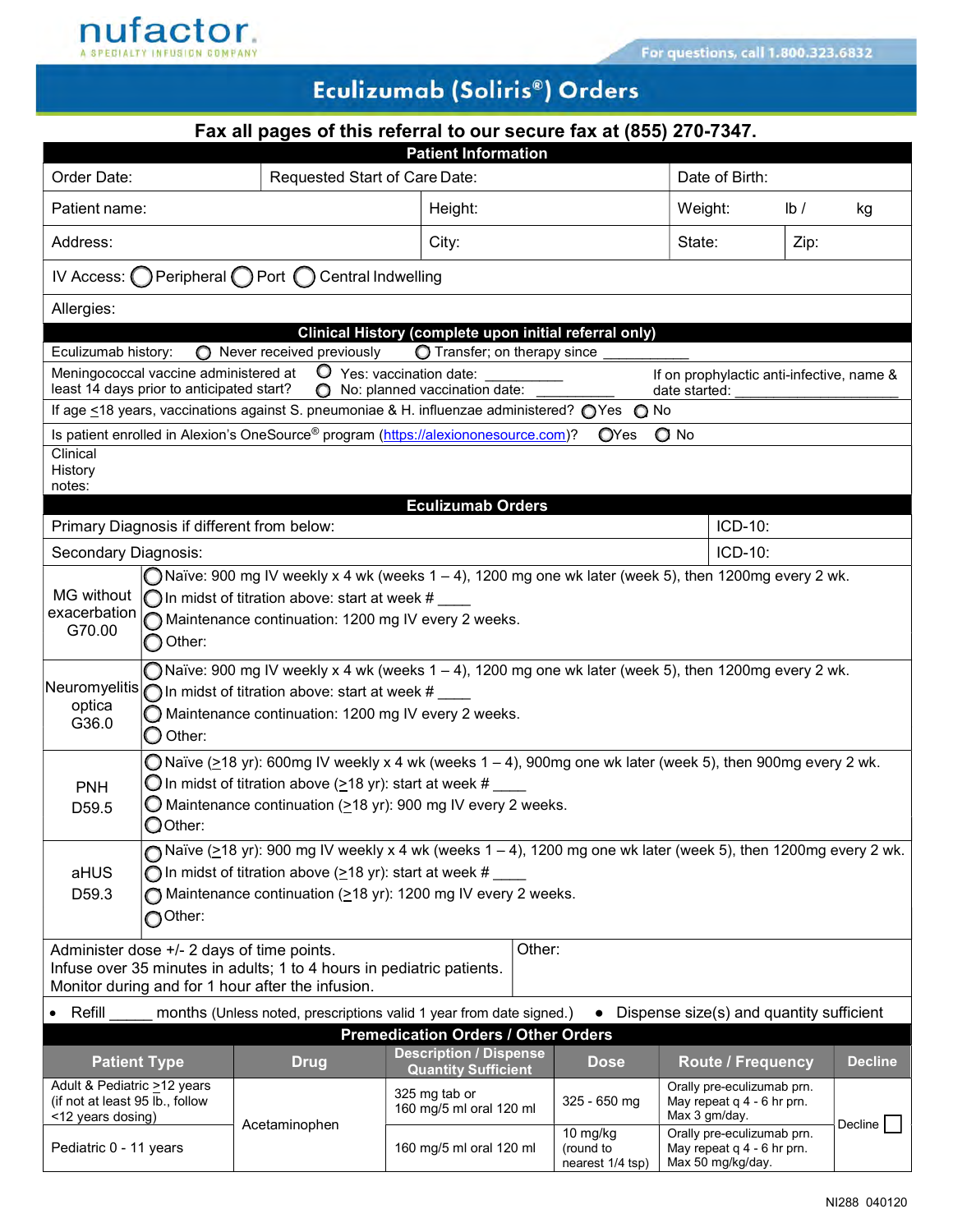nufactor
A SPECIALTY INFUSION COMPANY

For questions, call 1.800.323.6832

# Eculizumab (Soliris®) Orders

**Fax all pages of this referral to our secure fax at (855) 270-7347.**

## Patient Information

| | | |
|---|---|---|
| Order Date: | Requested Start of Care Date: | Date of Birth: |
| Patient name: | Height: | Weight: lb / kg |
| Address: | City: | State: Zip: |

IV Access: ◯ Peripheral ◯ Port ◯ Central Indwelling

Allergies:

## Clinical History (complete upon initial referral only)

Eculizumab history: ◯ Never received previously ◯ Transfer; on therapy since ___________

Meningococcal vaccine administered at least 14 days prior to anticipated start? ◯ Yes: vaccination date: __________ ◯ No: planned vaccination date: __________

If on prophylactic anti-infective, name & date started: ____________________

If age ≤18 years, vaccinations against S. pneumoniae & H. influenzae administered? ◯ Yes ◯ No

Is patient enrolled in Alexion's OneSource® program (https://alexiononesource.com)? ◯ Yes ◯ No

Clinical History notes:

## Eculizumab Orders

| | |
|---|---|
| Primary Diagnosis if different from below: | ICD-10: |
| Secondary Diagnosis: | ICD-10: |

| Diagnosis | Orders |
|---|---|
| MG without exacerbation G70.00 | ◯ Naïve: 900 mg IV weekly x 4 wk (weeks 1 – 4), 1200 mg one wk later (week 5), then 1200mg every 2 wk.<br>◯ In midst of titration above: start at week # ____<br>◯ Maintenance continuation: 1200 mg IV every 2 weeks.<br>◯ Other: |
| Neuromyelitis optica G36.0 | ◯ Naïve: 900 mg IV weekly x 4 wk (weeks 1 – 4), 1200 mg one wk later (week 5), then 1200mg every 2 wk.<br>◯ In midst of titration above: start at week # ____<br>◯ Maintenance continuation: 1200 mg IV every 2 weeks.<br>◯ Other: |
| PNH D59.5 | ◯ Naïve (≥18 yr): 600mg IV weekly x 4 wk (weeks 1 – 4), 900mg one wk later (week 5), then 900mg every 2 wk.<br>◯ In midst of titration above (≥18 yr): start at week # ____<br>◯ Maintenance continuation (≥18 yr): 900 mg IV every 2 weeks.<br>◯ Other: |
| aHUS D59.3 | ◯ Naïve (≥18 yr): 900 mg IV weekly x 4 wk (weeks 1 – 4), 1200 mg one wk later (week 5), then 1200mg every 2 wk.<br>◯ In midst of titration above (≥18 yr): start at week # ____<br>◯ Maintenance continuation (≥18 yr): 1200 mg IV every 2 weeks.<br>◯ Other: |

| | |
|---|---|
| Administer dose +/- 2 days of time points.<br>Infuse over 35 minutes in adults; 1 to 4 hours in pediatric patients.<br>Monitor during and for 1 hour after the infusion. | Other: |

- Refill _____ months (Unless noted, prescriptions valid 1 year from date signed.)
- Dispense size(s) and quantity sufficient

## Premedication Orders / Other Orders

| Patient Type | Drug | Description / Dispense Quantity Sufficient | Dose | Route / Frequency | Decline |
|---|---|---|---|---|---|
| Adult & Pediatric ≥12 years (if not at least 95 lb., follow <12 years dosing) | Acetaminophen | 325 mg tab or 160 mg/5 ml oral 120 ml | 325 - 650 mg | Orally pre-eculizumab prn. May repeat q 4 - 6 hr prn. Max 3 gm/day. | Decline ☐ |
| Pediatric 0 - 11 years | | 160 mg/5 ml oral 120 ml | 10 mg/kg (round to nearest 1/4 tsp) | Orally pre-eculizumab prn. May repeat q 4 - 6 hr prn. Max 50 mg/kg/day. | |

NI288 040120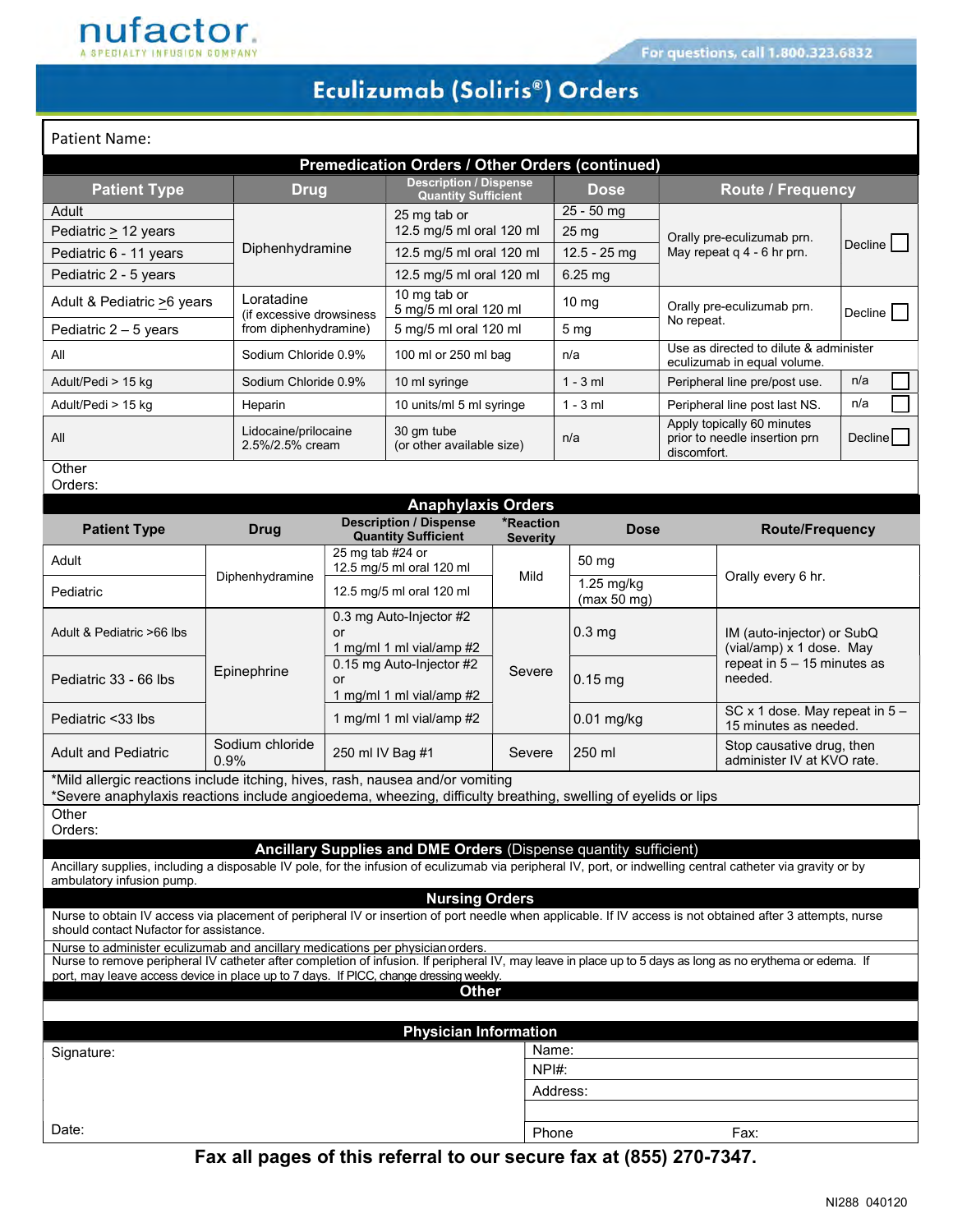nufactor. A SPECIALTY INFUSION COMPANY

For questions, call 1.800.323.6832

# Eculizumab (Soliris®) Orders

Patient Name:

## Premedication Orders / Other Orders (continued)

| Patient Type | Drug | Description / Dispense Quantity Sufficient | Dose | Route / Frequency | |
|---|---|---|---|---|---|
| Adult | Diphenhydramine | 25 mg tab or 12.5 mg/5 ml oral 120 ml | 25 - 50 mg | Orally pre-eculizumab prn. May repeat q 4 - 6 hr prn. | Decline ☐ |
| Pediatric ≥ 12 years | | | 25 mg | | |
| Pediatric 6 - 11 years | | 12.5 mg/5 ml oral 120 ml | 12.5 - 25 mg | | |
| Pediatric 2 - 5 years | | 12.5 mg/5 ml oral 120 ml | 6.25 mg | | |
| Adult & Pediatric ≥6 years | Loratadine (if excessive drowsiness from diphenhydramine) | 10 mg tab or 5 mg/5 ml oral 120 ml | 10 mg | Orally pre-eculizumab prn. No repeat. | Decline ☐ |
| Pediatric 2 – 5 years | | 5 mg/5 ml oral 120 ml | 5 mg | | |
| All | Sodium Chloride 0.9% | 100 ml or 250 ml bag | n/a | Use as directed to dilute & administer eculizumab in equal volume. | |
| Adult/Pedi > 15 kg | Sodium Chloride 0.9% | 10 ml syringe | 1 - 3 ml | Peripheral line pre/post use. | n/a ☐ |
| Adult/Pedi > 15 kg | Heparin | 10 units/ml 5 ml syringe | 1 - 3 ml | Peripheral line post last NS. | n/a ☐ |
| All | Lidocaine/prilocaine 2.5%/2.5% cream | 30 gm tube (or other available size) | n/a | Apply topically 60 minutes prior to needle insertion prn discomfort. | Decline ☐ |

Other Orders:

## Anaphylaxis Orders

| Patient Type | Drug | Description / Dispense Quantity Sufficient | *Reaction Severity | Dose | Route/Frequency |
|---|---|---|---|---|---|
| Adult | Diphenhydramine | 25 mg tab #24 or 12.5 mg/5 ml oral 120 ml | Mild | 50 mg | Orally every 6 hr. |
| Pediatric | | 12.5 mg/5 ml oral 120 ml | | 1.25 mg/kg (max 50 mg) | |
| Adult & Pediatric >66 lbs | Epinephrine | 0.3 mg Auto-Injector #2 or 1 mg/ml 1 ml vial/amp #2 | Severe | 0.3 mg | IM (auto-injector) or SubQ (vial/amp) x 1 dose. May repeat in 5 – 15 minutes as needed. |
| Pediatric 33 - 66 lbs | | 0.15 mg Auto-Injector #2 or 1 mg/ml 1 ml vial/amp #2 | | 0.15 mg | |
| Pediatric <33 lbs | | 1 mg/ml 1 ml vial/amp #2 | | 0.01 mg/kg | SC x 1 dose. May repeat in 5 – 15 minutes as needed. |
| Adult and Pediatric | Sodium chloride 0.9% | 250 ml IV Bag #1 | Severe | 250 ml | Stop causative drug, then administer IV at KVO rate. |

*Mild allergic reactions include itching, hives, rash, nausea and/or vomiting
*Severe anaphylaxis reactions include angioedema, wheezing, difficulty breathing, swelling of eyelids or lips

Other Orders:

## Ancillary Supplies and DME Orders (Dispense quantity sufficient)

Ancillary supplies, including a disposable IV pole, for the infusion of eculizumab via peripheral IV, port, or indwelling central catheter via gravity or by ambulatory infusion pump.

## Nursing Orders

Nurse to obtain IV access via placement of peripheral IV or insertion of port needle when applicable. If IV access is not obtained after 3 attempts, nurse should contact Nufactor for assistance.

Nurse to administer eculizumab and ancillary medications per physician orders.

Nurse to remove peripheral IV catheter after completion of infusion. If peripheral IV, may leave in place up to 5 days as long as no erythema or edema. If port, may leave access device in place up to 7 days. If PICC, change dressing weekly.

## Other

## Physician Information

Signature:

Date:

Name:

NPI#:

Address:

Phone

Fax:

**Fax all pages of this referral to our secure fax at (855) 270-7347.**

NI288 040120